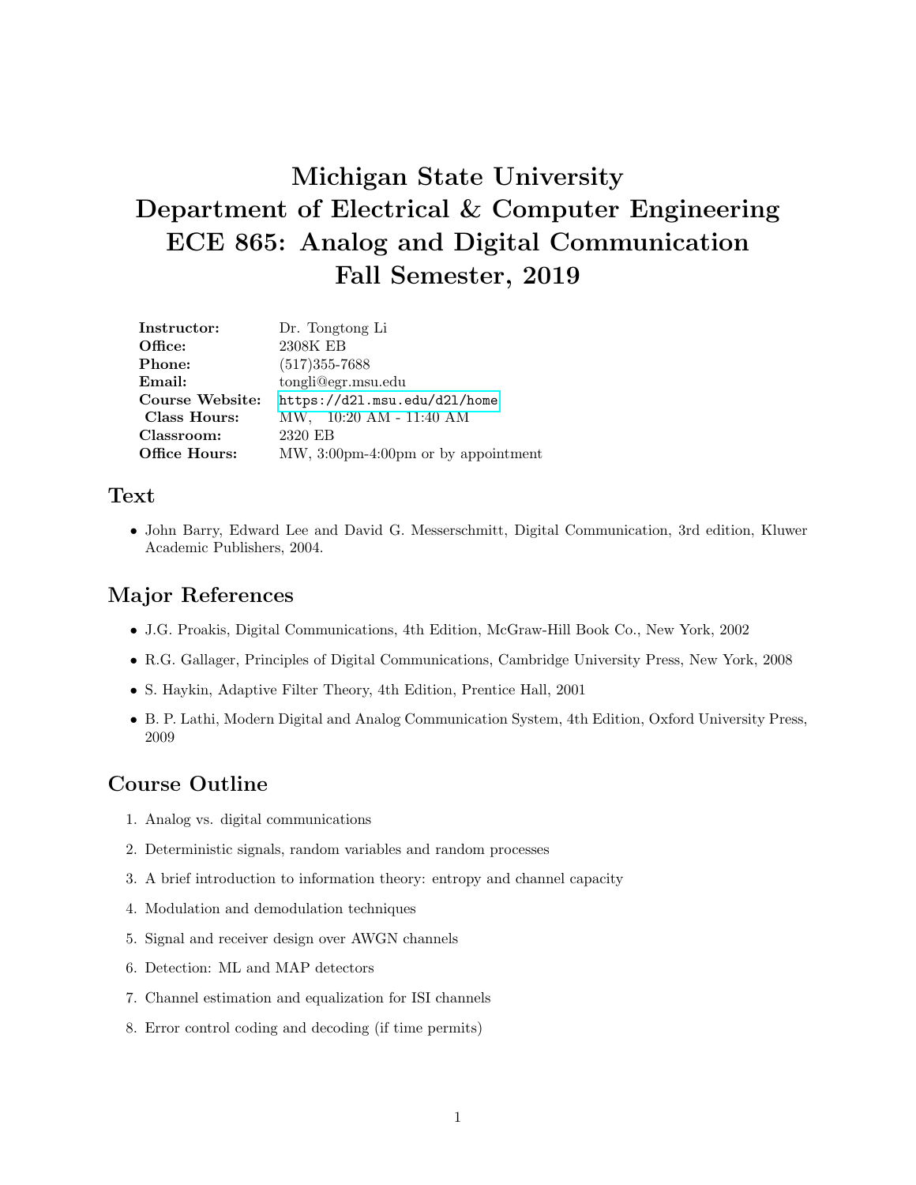# Michigan State University
# Department of Electrical & Computer Engineering
# ECE 865: Analog and Digital Communication
# Fall Semester, 2019

| | |
|---|---|
| **Instructor:** | Dr. Tongtong Li |
| **Office:** | 2308K EB |
| **Phone:** | (517)355-7688 |
| **Email:** | tongli@egr.msu.edu |
| **Course Website:** | https://d2l.msu.edu/d2l/home |
| **Class Hours:** | MW, 10:20 AM - 11:40 AM |
| **Classroom:** | 2320 EB |
| **Office Hours:** | MW, 3:00pm-4:00pm or by appointment |

## Text

- John Barry, Edward Lee and David G. Messerschmitt, Digital Communication, 3rd edition, Kluwer Academic Publishers, 2004.

## Major References

- J.G. Proakis, Digital Communications, 4th Edition, McGraw-Hill Book Co., New York, 2002
- R.G. Gallager, Principles of Digital Communications, Cambridge University Press, New York, 2008
- S. Haykin, Adaptive Filter Theory, 4th Edition, Prentice Hall, 2001
- B. P. Lathi, Modern Digital and Analog Communication System, 4th Edition, Oxford University Press, 2009

## Course Outline

1. Analog vs. digital communications
2. Deterministic signals, random variables and random processes
3. A brief introduction to information theory: entropy and channel capacity
4. Modulation and demodulation techniques
5. Signal and receiver design over AWGN channels
6. Detection: ML and MAP detectors
7. Channel estimation and equalization for ISI channels
8. Error control coding and decoding (if time permits)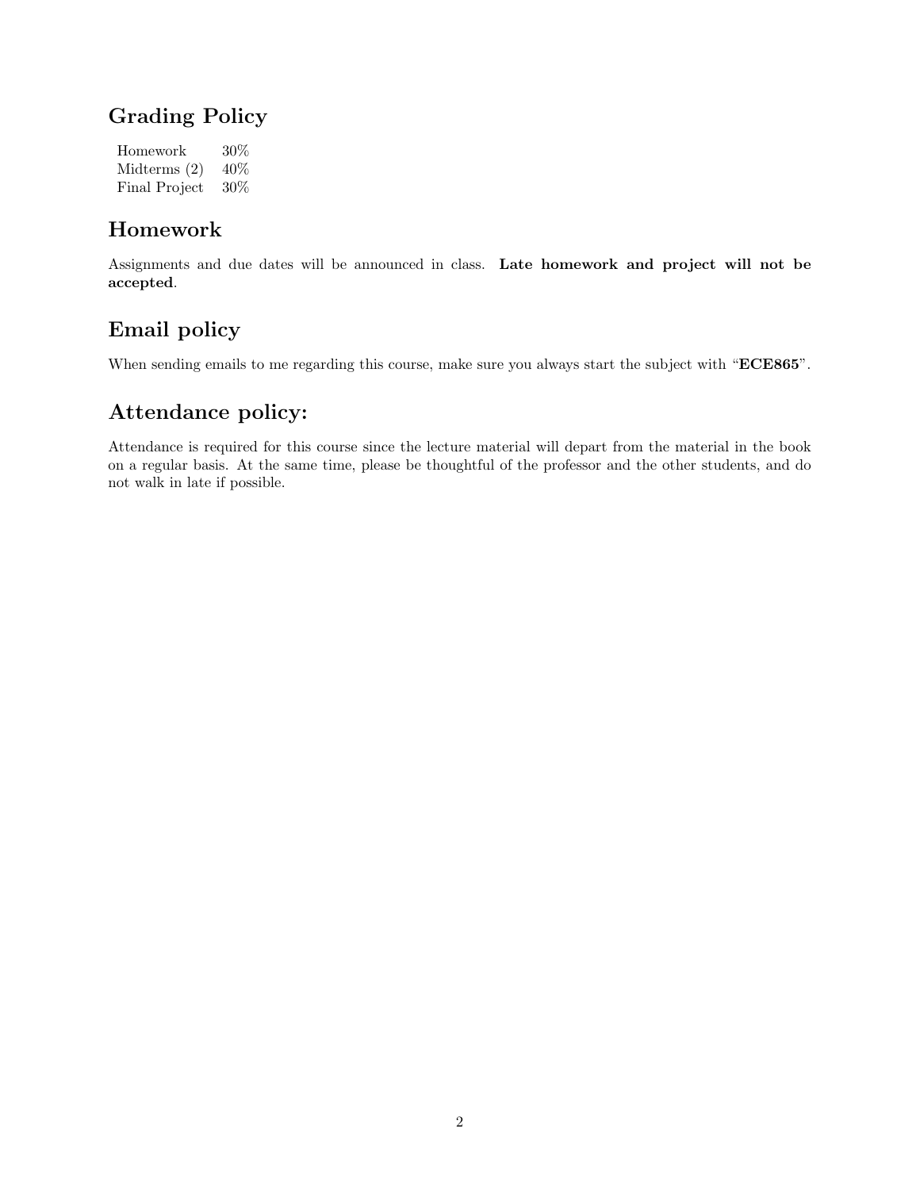## Grading Policy

| | |
|---|---|
| Homework | 30% |
| Midterms (2) | 40% |
| Final Project | 30% |

## Homework

Assignments and due dates will be announced in class. **Late homework and project will not be accepted**.

## Email policy

When sending emails to me regarding this course, make sure you always start the subject with "**ECE865**".

## Attendance policy:

Attendance is required for this course since the lecture material will depart from the material in the book on a regular basis. At the same time, please be thoughtful of the professor and the other students, and do not walk in late if possible.